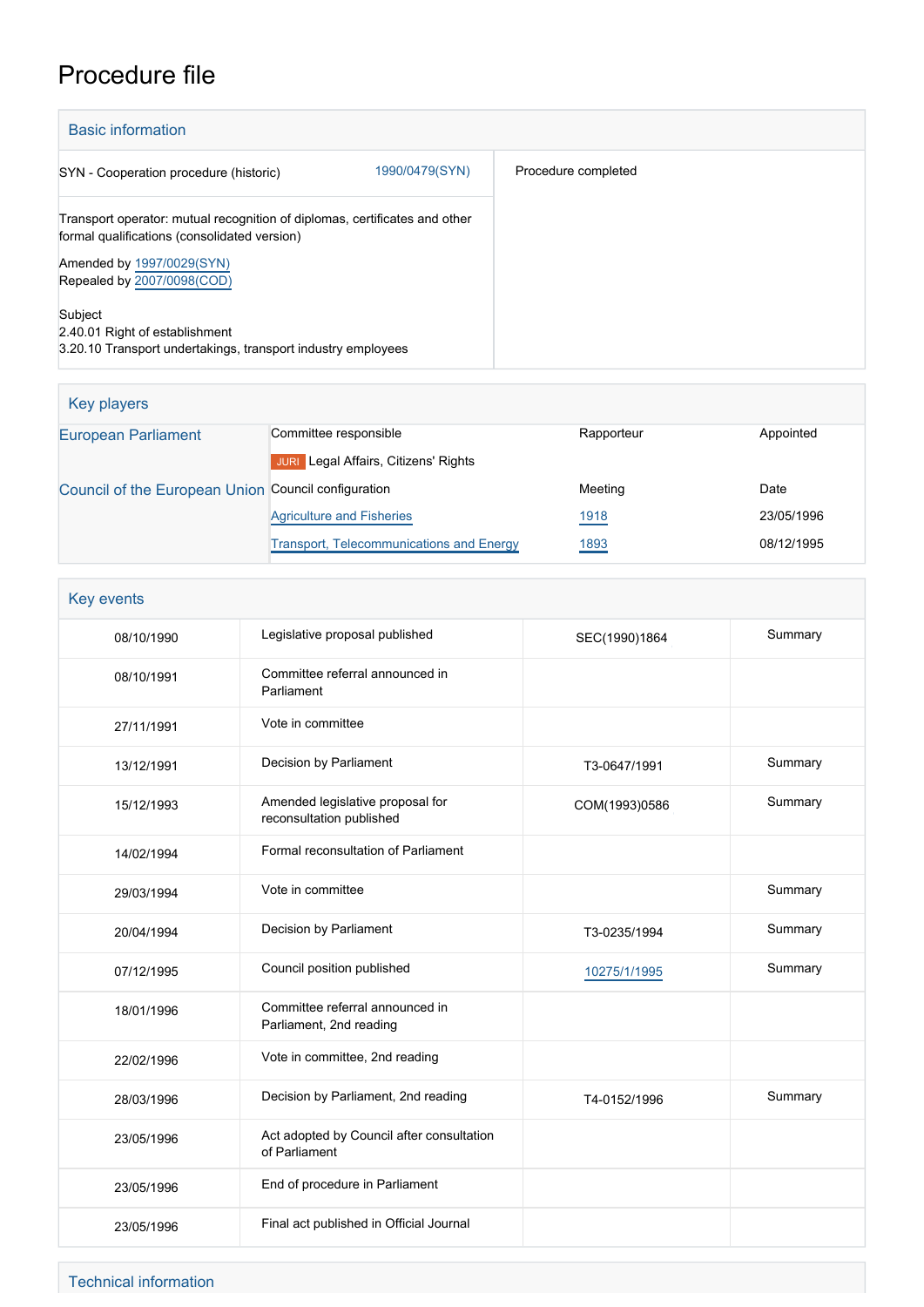# Procedure file

## Basic information

| | | |
|---|---|---|
| SYN - Cooperation procedure (historic) | 1990/0479(SYN) | Procedure completed |

Transport operator: mutual recognition of diplomas, certificates and other formal qualifications (consolidated version)

Amended by 1997/0029(SYN)
Repealed by 2007/0098(COD)

Subject
2.40.01 Right of establishment
3.20.10 Transport undertakings, transport industry employees

## Key players

| | | | |
|---|---|---|---|
| European Parliament | Committee responsible | Rapporteur | Appointed |
| | JURI Legal Affairs, Citizens' Rights | | |
| Council of the European Union | Council configuration | Meeting | Date |
| | Agriculture and Fisheries | 1918 | 23/05/1996 |
| | Transport, Telecommunications and Energy | 1893 | 08/12/1995 |

## Key events

| | | | |
|---|---|---|---|
| 08/10/1990 | Legislative proposal published | SEC(1990)1864 | Summary |
| 08/10/1991 | Committee referral announced in Parliament | | |
| 27/11/1991 | Vote in committee | | |
| 13/12/1991 | Decision by Parliament | T3-0647/1991 | Summary |
| 15/12/1993 | Amended legislative proposal for reconsultation published | COM(1993)0586 | Summary |
| 14/02/1994 | Formal reconsultation of Parliament | | |
| 29/03/1994 | Vote in committee | | Summary |
| 20/04/1994 | Decision by Parliament | T3-0235/1994 | Summary |
| 07/12/1995 | Council position published | 10275/1/1995 | Summary |
| 18/01/1996 | Committee referral announced in Parliament, 2nd reading | | |
| 22/02/1996 | Vote in committee, 2nd reading | | |
| 28/03/1996 | Decision by Parliament, 2nd reading | T4-0152/1996 | Summary |
| 23/05/1996 | Act adopted by Council after consultation of Parliament | | |
| 23/05/1996 | End of procedure in Parliament | | |
| 23/05/1996 | Final act published in Official Journal | | |

## Technical information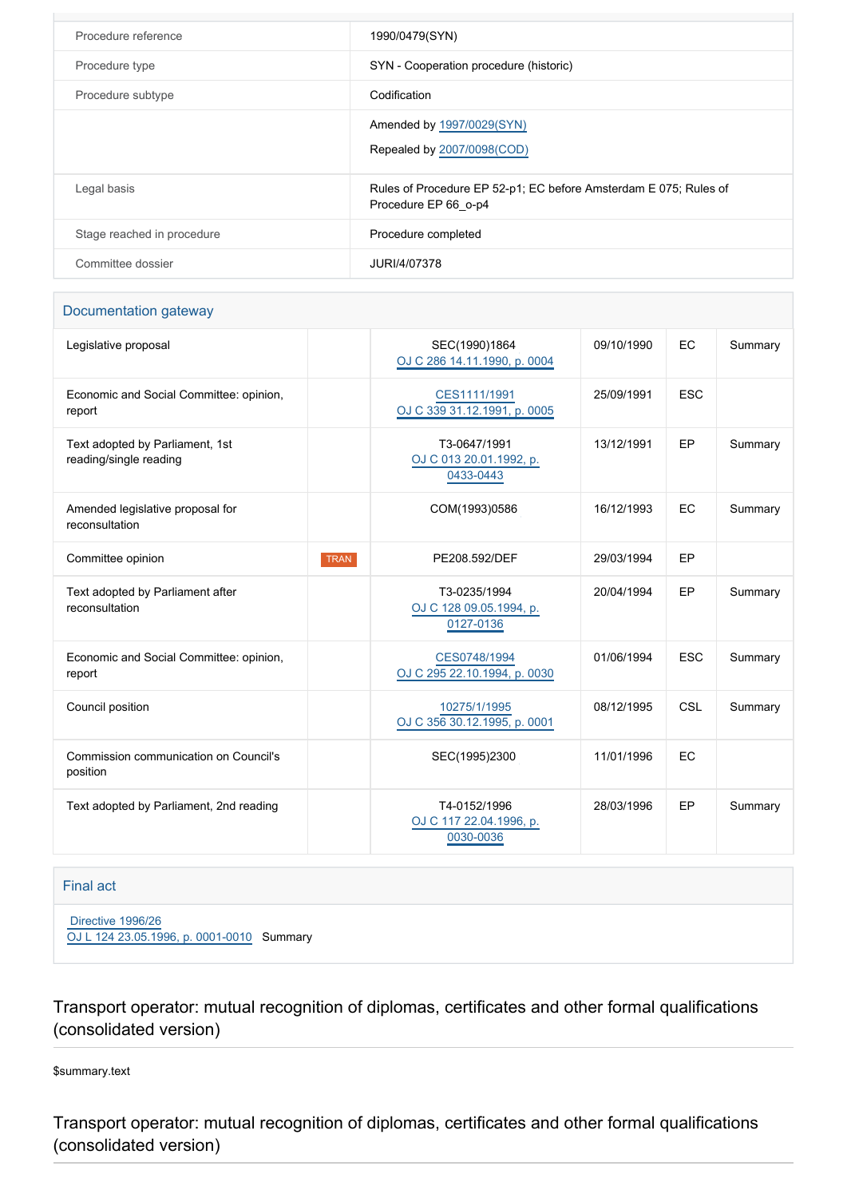| | |
|---|---|
| Procedure reference | 1990/0479(SYN) |
| Procedure type | SYN - Cooperation procedure (historic) |
| Procedure subtype | Codification |
| | Amended by 1997/0029(SYN)<br>Repealed by 2007/0098(COD) |
| Legal basis | Rules of Procedure EP 52-p1; EC before Amsterdam E 075; Rules of Procedure EP 66_o-p4 |
| Stage reached in procedure | Procedure completed |
| Committee dossier | JURI/4/07378 |

## Documentation gateway

| | | | | | |
|---|---|---|---|---|---|
| Legislative proposal | | SEC(1990)1864<br>OJ C 286 14.11.1990, p. 0004 | 09/10/1990 | EC | Summary |
| Economic and Social Committee: opinion, report | | CES1111/1991<br>OJ C 339 31.12.1991, p. 0005 | 25/09/1991 | ESC | |
| Text adopted by Parliament, 1st reading/single reading | | T3-0647/1991<br>OJ C 013 20.01.1992, p. 0433-0443 | 13/12/1991 | EP | Summary |
| Amended legislative proposal for reconsultation | | COM(1993)0586 | 16/12/1993 | EC | Summary |
| Committee opinion | TRAN | PE208.592/DEF | 29/03/1994 | EP | |
| Text adopted by Parliament after reconsultation | | T3-0235/1994<br>OJ C 128 09.05.1994, p. 0127-0136 | 20/04/1994 | EP | Summary |
| Economic and Social Committee: opinion, report | | CES0748/1994<br>OJ C 295 22.10.1994, p. 0030 | 01/06/1994 | ESC | Summary |
| Council position | | 10275/1/1995<br>OJ C 356 30.12.1995, p. 0001 | 08/12/1995 | CSL | Summary |
| Commission communication on Council's position | | SEC(1995)2300 | 11/01/1996 | EC | |
| Text adopted by Parliament, 2nd reading | | T4-0152/1996<br>OJ C 117 22.04.1996, p. 0030-0036 | 28/03/1996 | EP | Summary |

## Final act

Directive 1996/26
OJ L 124 23.05.1996, p. 0001-0010 Summary

## Transport operator: mutual recognition of diplomas, certificates and other formal qualifications (consolidated version)

$summary.text

## Transport operator: mutual recognition of diplomas, certificates and other formal qualifications (consolidated version)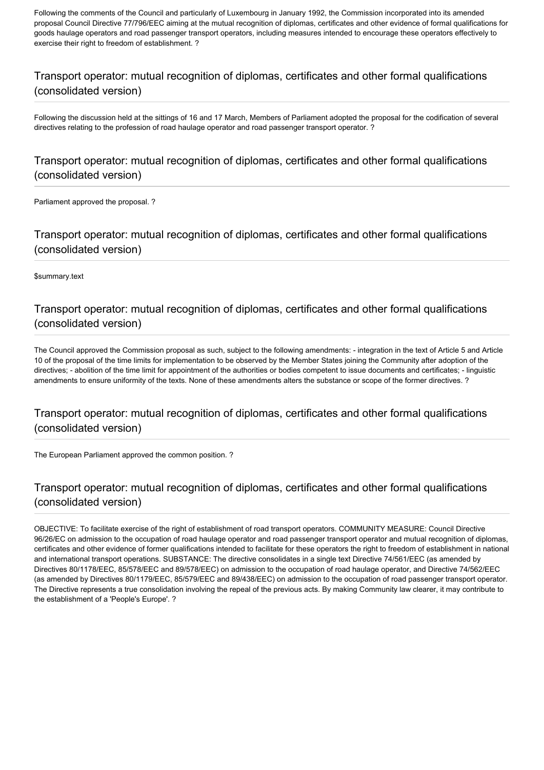Following the comments of the Council and particularly of Luxembourg in January 1992, the Commission incorporated into its amended proposal Council Directive 77/796/EEC aiming at the mutual recognition of diplomas, certificates and other evidence of formal qualifications for goods haulage operators and road passenger transport operators, including measures intended to encourage these operators effectively to exercise their right to freedom of establishment. ?

## Transport operator: mutual recognition of diplomas, certificates and other formal qualifications (consolidated version)

Following the discussion held at the sittings of 16 and 17 March, Members of Parliament adopted the proposal for the codification of several directives relating to the profession of road haulage operator and road passenger transport operator. ?

## Transport operator: mutual recognition of diplomas, certificates and other formal qualifications (consolidated version)

Parliament approved the proposal. ?

## Transport operator: mutual recognition of diplomas, certificates and other formal qualifications (consolidated version)

$summary.text

## Transport operator: mutual recognition of diplomas, certificates and other formal qualifications (consolidated version)

The Council approved the Commission proposal as such, subject to the following amendments: - integration in the text of Article 5 and Article 10 of the proposal of the time limits for implementation to be observed by the Member States joining the Community after adoption of the directives; - abolition of the time limit for appointment of the authorities or bodies competent to issue documents and certificates; - linguistic amendments to ensure uniformity of the texts. None of these amendments alters the substance or scope of the former directives. ?

## Transport operator: mutual recognition of diplomas, certificates and other formal qualifications (consolidated version)

The European Parliament approved the common position. ?

## Transport operator: mutual recognition of diplomas, certificates and other formal qualifications (consolidated version)

OBJECTIVE: To facilitate exercise of the right of establishment of road transport operators. COMMUNITY MEASURE: Council Directive 96/26/EC on admission to the occupation of road haulage operator and road passenger transport operator and mutual recognition of diplomas, certificates and other evidence of former qualifications intended to facilitate for these operators the right to freedom of establishment in national and international transport operations. SUBSTANCE: The directive consolidates in a single text Directive 74/561/EEC (as amended by Directives 80/1178/EEC, 85/578/EEC and 89/578/EEC) on admission to the occupation of road haulage operator, and Directive 74/562/EEC (as amended by Directives 80/1179/EEC, 85/579/EEC and 89/438/EEC) on admission to the occupation of road passenger transport operator. The Directive represents a true consolidation involving the repeal of the previous acts. By making Community law clearer, it may contribute to the establishment of a 'People's Europe'. ?